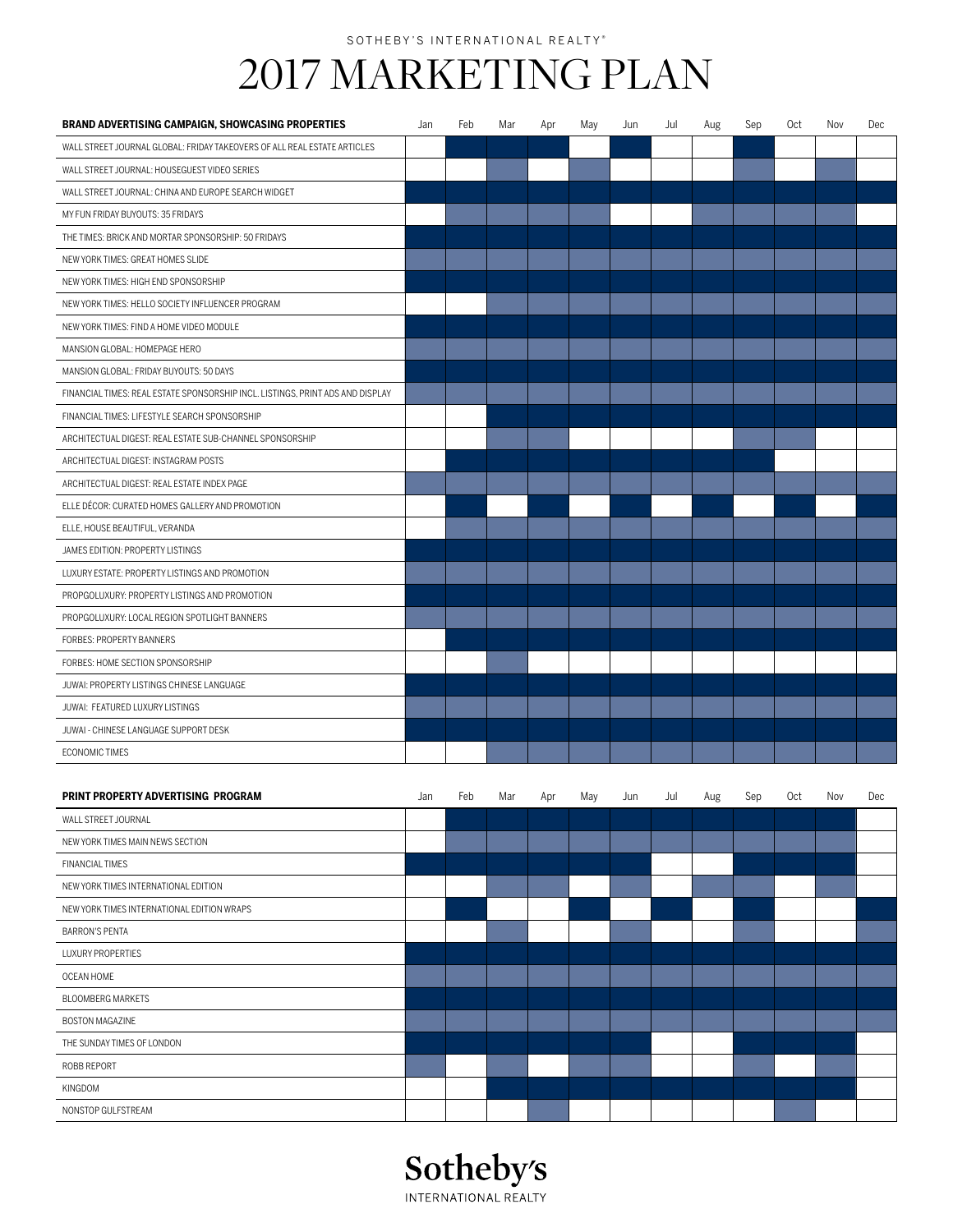SOTHEBY'S INTERNATIONAL REALTY®

# 2017 MARKETING PLAN

| **BRAND ADVERTISING CAMPAIGN, SHOWCASING PROPERTIES** | Jan | Feb | Mar | Apr | May | Jun | Jul | Aug | Sep | Oct | Nov | Dec |
|---|---|---|---|---|---|---|---|---|---|---|---|---|
| WALL STREET JOURNAL GLOBAL: FRIDAY TAKEOVERS OF ALL REAL ESTATE ARTICLES | | ■ | ■ | ■ | | ■ | | | ■ | | | |
| WALL STREET JOURNAL: HOUSEGUEST VIDEO SERIES | | | ■ | | ■ | | | | ■ | | ■ | |
| WALL STREET JOURNAL: CHINA AND EUROPE SEARCH WIDGET | ■ | ■ | ■ | ■ | ■ | ■ | ■ | ■ | ■ | ■ | ■ | ■ |
| MY FUN FRIDAY BUYOUTS: 35 FRIDAYS | | ■ | ■ | ■ | ■ | | | ■ | ■ | ■ | ■ | |
| THE TIMES: BRICK AND MORTAR SPONSORSHIP: 50 FRIDAYS | ■ | ■ | ■ | ■ | ■ | ■ | ■ | ■ | ■ | ■ | ■ | ■ |
| NEW YORK TIMES: GREAT HOMES SLIDE | ■ | ■ | ■ | ■ | ■ | ■ | ■ | ■ | ■ | ■ | ■ | ■ |
| NEW YORK TIMES: HIGH END SPONSORSHIP | ■ | ■ | ■ | ■ | ■ | ■ | ■ | ■ | ■ | ■ | ■ | ■ |
| NEW YORK TIMES: HELLO SOCIETY INFLUENCER PROGRAM | | | ■ | ■ | ■ | ■ | ■ | ■ | ■ | ■ | ■ | ■ |
| NEW YORK TIMES: FIND A HOME VIDEO MODULE | ■ | ■ | ■ | ■ | ■ | ■ | ■ | ■ | ■ | ■ | ■ | ■ |
| MANSION GLOBAL: HOMEPAGE HERO | ■ | ■ | ■ | ■ | ■ | ■ | ■ | ■ | ■ | ■ | ■ | ■ |
| MANSION GLOBAL: FRIDAY BUYOUTS: 50 DAYS | ■ | ■ | ■ | ■ | ■ | ■ | ■ | ■ | ■ | ■ | ■ | ■ |
| FINANCIAL TIMES: REAL ESTATE SPONSORSHIP INCL. LISTINGS, PRINT ADS AND DISPLAY | ■ | ■ | ■ | ■ | ■ | ■ | ■ | ■ | ■ | ■ | ■ | ■ |
| FINANCIAL TIMES: LIFESTYLE SEARCH SPONSORSHIP | | | ■ | ■ | ■ | ■ | ■ | ■ | ■ | ■ | ■ | ■ |
| ARCHITECTUAL DIGEST: REAL ESTATE SUB-CHANNEL SPONSORSHIP | | | ■ | ■ | | | | | ■ | ■ | | |
| ARCHITECTUAL DIGEST: INSTAGRAM POSTS | | ■ | ■ | ■ | ■ | ■ | ■ | ■ | ■ | | | |
| ARCHITECTUAL DIGEST: REAL ESTATE INDEX PAGE | ■ | ■ | ■ | ■ | ■ | ■ | ■ | ■ | ■ | ■ | ■ | ■ |
| ELLE DÉCOR: CURATED HOMES GALLERY AND PROMOTION | | ■ | | ■ | | ■ | | ■ | | ■ | | ■ |
| ELLE, HOUSE BEAUTIFUL, VERANDA | | ■ | ■ | ■ | ■ | ■ | ■ | ■ | ■ | ■ | ■ | ■ |
| JAMES EDITION: PROPERTY LISTINGS | ■ | ■ | ■ | ■ | ■ | ■ | ■ | ■ | ■ | ■ | ■ | ■ |
| LUXURY ESTATE: PROPERTY LISTINGS AND PROMOTION | ■ | ■ | ■ | ■ | ■ | ■ | ■ | ■ | ■ | ■ | ■ | ■ |
| PROPGOLUXURY: PROPERTY LISTINGS AND PROMOTION | ■ | ■ | ■ | ■ | ■ | ■ | ■ | ■ | ■ | ■ | ■ | ■ |
| PROPGOLUXURY: LOCAL REGION SPOTLIGHT BANNERS | ■ | ■ | ■ | ■ | ■ | ■ | ■ | ■ | ■ | ■ | ■ | ■ |
| FORBES: PROPERTY BANNERS | | ■ | ■ | ■ | ■ | ■ | ■ | ■ | ■ | ■ | ■ | ■ |
| FORBES: HOME SECTION SPONSORSHIP | | | ■ | | | | | | | | | |
| JUWAI: PROPERTY LISTINGS CHINESE LANGUAGE | ■ | ■ | ■ | ■ | ■ | ■ | ■ | ■ | ■ | ■ | ■ | ■ |
| JUWAI: FEATURED LUXURY LISTINGS | ■ | ■ | ■ | ■ | ■ | ■ | ■ | ■ | ■ | ■ | ■ | ■ |
| JUWAI - CHINESE LANGUAGE SUPPORT DESK | ■ | ■ | ■ | ■ | ■ | ■ | ■ | ■ | ■ | ■ | ■ | ■ |
| ECONOMIC TIMES | | | ■ | ■ | ■ | ■ | ■ | ■ | ■ | ■ | ■ | ■ |

| **PRINT PROPERTY ADVERTISING PROGRAM** | Jan | Feb | Mar | Apr | May | Jun | Jul | Aug | Sep | Oct | Nov | Dec |
|---|---|---|---|---|---|---|---|---|---|---|---|---|
| WALL STREET JOURNAL | | ■ | ■ | ■ | ■ | ■ | ■ | ■ | ■ | ■ | ■ | |
| NEW YORK TIMES MAIN NEWS SECTION | | ■ | ■ | ■ | ■ | ■ | ■ | ■ | ■ | ■ | ■ | |
| FINANCIAL TIMES | ■ | ■ | ■ | ■ | ■ | ■ | | | ■ | ■ | ■ | |
| NEW YORK TIMES INTERNATIONAL EDITION | | | ■ | ■ | | ■ | | ■ | ■ | | ■ | |
| NEW YORK TIMES INTERNATIONAL EDITION WRAPS | | ■ | | | ■ | | ■ | | ■ | | | ■ |
| BARRON'S PENTA | | | ■ | | | ■ | | | ■ | | | ■ |
| LUXURY PROPERTIES | ■ | ■ | ■ | ■ | ■ | ■ | ■ | ■ | ■ | ■ | ■ | ■ |
| OCEAN HOME | ■ | ■ | ■ | ■ | ■ | ■ | ■ | ■ | ■ | ■ | ■ | ■ |
| BLOOMBERG MARKETS | ■ | ■ | ■ | ■ | ■ | ■ | ■ | ■ | ■ | ■ | ■ | ■ |
| BOSTON MAGAZINE | ■ | ■ | ■ | ■ | ■ | ■ | ■ | ■ | ■ | ■ | ■ | ■ |
| THE SUNDAY TIMES OF LONDON | ■ | ■ | ■ | ■ | ■ | ■ | | | ■ | ■ | ■ | |
| ROBB REPORT | ■ | | ■ | | ■ | ■ | | | ■ | | ■ | |
| KINGDOM | | | ■ | ■ | ■ | ■ | ■ | ■ | ■ | ■ | ■ | |
| NONSTOP GULFSTREAM | | | | ■ | | | | | | ■ | | |

Sotheby's
INTERNATIONAL REALTY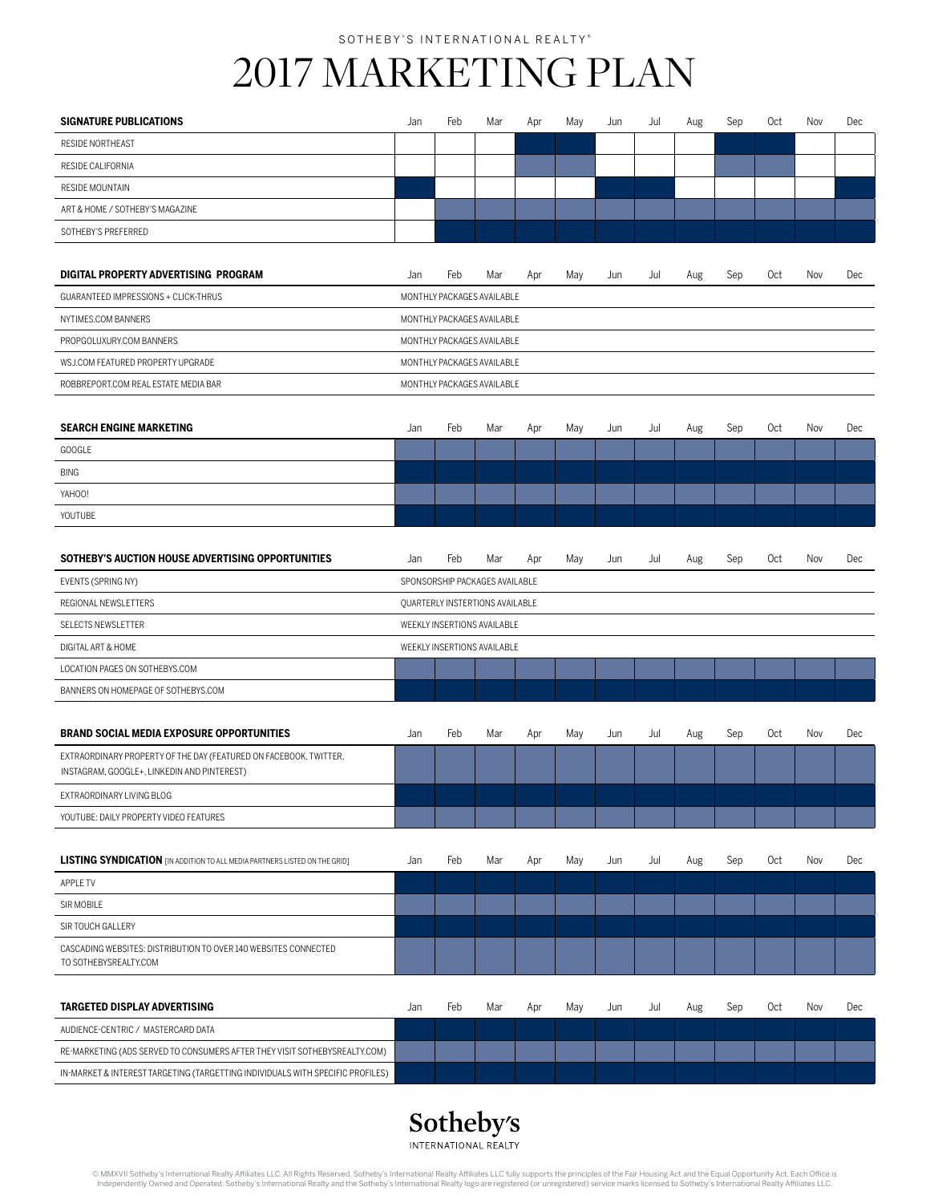SOTHEBY'S INTERNATIONAL REALTY®

# 2017 MARKETING PLAN

| **SIGNATURE PUBLICATIONS** | Jan | Feb | Mar | Apr | May | Jun | Jul | Aug | Sep | Oct | Nov | Dec |
|---|---|---|---|---|---|---|---|---|---|---|---|---|
| RESIDE NORTHEAST | | | | | | | | | | | | |
| RESIDE CALIFORNIA | | | | | | | | | | | | |
| RESIDE MOUNTAIN | | | | | | | | | | | | |
| ART & HOME / SOTHEBY'S MAGAZINE | | | | | | | | | | | | |
| SOTHEBY'S PREFERRED | | | | | | | | | | | | |

| **DIGITAL PROPERTY ADVERTISING PROGRAM** | Jan | Feb | Mar | Apr | May | Jun | Jul | Aug | Sep | Oct | Nov | Dec |
|---|---|---|---|---|---|---|---|---|---|---|---|---|
| GUARANTEED IMPRESSIONS + CLICK-THRUS | MONTHLY PACKAGES AVAILABLE | | | | | | | | | | | |
| NYTIMES.COM BANNERS | MONTHLY PACKAGES AVAILABLE | | | | | | | | | | | |
| PROPGOLUXURY.COM BANNERS | MONTHLY PACKAGES AVAILABLE | | | | | | | | | | | |
| WSJ.COM FEATURED PROPERTY UPGRADE | MONTHLY PACKAGES AVAILABLE | | | | | | | | | | | |
| ROBBREPORT.COM REAL ESTATE MEDIA BAR | MONTHLY PACKAGES AVAILABLE | | | | | | | | | | | |

| **SEARCH ENGINE MARKETING** | Jan | Feb | Mar | Apr | May | Jun | Jul | Aug | Sep | Oct | Nov | Dec |
|---|---|---|---|---|---|---|---|---|---|---|---|---|
| GOOGLE | | | | | | | | | | | | |
| BING | | | | | | | | | | | | |
| YAHOO! | | | | | | | | | | | | |
| YOUTUBE | | | | | | | | | | | | |

| **SOTHEBY'S AUCTION HOUSE ADVERTISING OPPORTUNITIES** | Jan | Feb | Mar | Apr | May | Jun | Jul | Aug | Sep | Oct | Nov | Dec |
|---|---|---|---|---|---|---|---|---|---|---|---|---|
| EVENTS (SPRING NY) | SPONSORSHIP PACKAGES AVAILABLE | | | | | | | | | | | |
| REGIONAL NEWSLETTERS | QUARTERLY INSTERTIONS AVAILABLE | | | | | | | | | | | |
| SELECTS NEWSLETTER | WEEKLY INSERTIONS AVAILABLE | | | | | | | | | | | |
| DIGITAL ART & HOME | WEEKLY INSERTIONS AVAILABLE | | | | | | | | | | | |
| LOCATION PAGES ON SOTHEBYS.COM | | | | | | | | | | | | |
| BANNERS ON HOMEPAGE OF SOTHEBYS.COM | | | | | | | | | | | | |

| **BRAND SOCIAL MEDIA EXPOSURE OPPORTUNITIES** | Jan | Feb | Mar | Apr | May | Jun | Jul | Aug | Sep | Oct | Nov | Dec |
|---|---|---|---|---|---|---|---|---|---|---|---|---|
| EXTRAORDINARY PROPERTY OF THE DAY (FEATURED ON FACEBOOK, TWITTER, INSTAGRAM, GOOGLE+, LINKEDIN AND PINTEREST) | | | | | | | | | | | | |
| EXTRAORDINARY LIVING BLOG | | | | | | | | | | | | |
| YOUTUBE: DAILY PROPERTY VIDEO FEATURES | | | | | | | | | | | | |

| **LISTING SYNDICATION** [IN ADDITION TO ALL MEDIA PARTNERS LISTED ON THE GRID] | Jan | Feb | Mar | Apr | May | Jun | Jul | Aug | Sep | Oct | Nov | Dec |
|---|---|---|---|---|---|---|---|---|---|---|---|---|
| APPLE TV | | | | | | | | | | | | |
| SIR MOBILE | | | | | | | | | | | | |
| SIR TOUCH GALLERY | | | | | | | | | | | | |
| CASCADING WEBSITES: DISTRIBUTION TO OVER 140 WEBSITES CONNECTED TO SOTHEBYSREALTY.COM | | | | | | | | | | | | |

| **TARGETED DISPLAY ADVERTISING** | Jan | Feb | Mar | Apr | May | Jun | Jul | Aug | Sep | Oct | Nov | Dec |
|---|---|---|---|---|---|---|---|---|---|---|---|---|
| AUDIENCE-CENTRIC / MASTERCARD DATA | | | | | | | | | | | | |
| RE-MARKETING (ADS SERVED TO CONSUMERS AFTER THEY VISIT SOTHEBYSREALTY.COM) | | | | | | | | | | | | |
| IN-MARKET & INTEREST TARGETING (TARGETTING INDIVIDUALS WITH SPECIFIC PROFILES) | | | | | | | | | | | | |

Sotheby's
INTERNATIONAL REALTY

© MMXVII Sotheby's International Realty Affiliates LLC. All Rights Reserved. Sotheby's International Realty Affiliates LLC fully supports the principles of the Fair Housing Act and the Equal Opportunity Act. Each Office is Independently Owned and Operated. Sotheby's International Realty and the Sotheby's International Realty logo are registered (or unregistered) service marks licensed to Sotheby's International Realty Affiliates LLC.